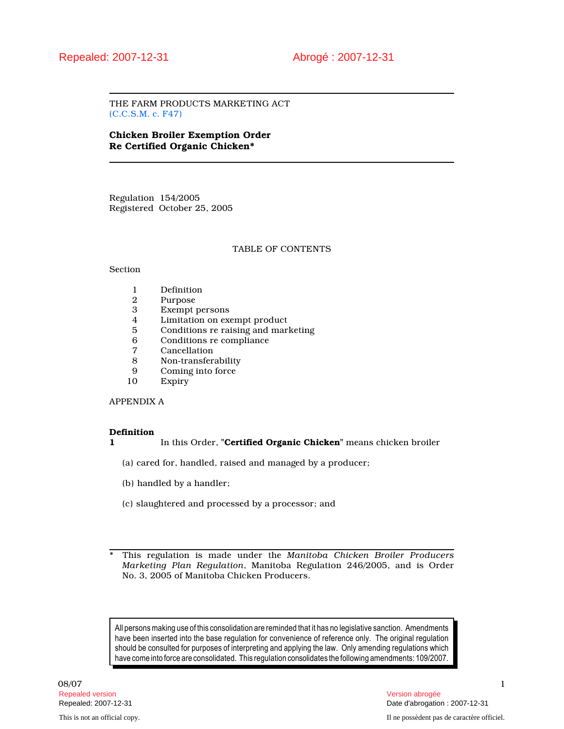Repealed: 2007-12-31 Abrogé : 2007-12-31

THE FARM PRODUCTS MARKETING ACT
(C.C.S.M. c. F47)

**Chicken Broiler Exemption Order**
**Re Certified Organic Chicken***

Regulation 154/2005
Registered October 25, 2005

TABLE OF CONTENTS

Section

1 Definition
2 Purpose
3 Exempt persons
4 Limitation on exempt product
5 Conditions re raising and marketing
6 Conditions re compliance
7 Cancellation
8 Non-transferability
9 Coming into force
10 Expiry

APPENDIX A

**Definition**

**1** In this Order, "**Certified Organic Chicken**" means chicken broiler

(a) cared for, handled, raised and managed by a producer;

(b) handled by a handler;

(c) slaughtered and processed by a processor; and

---

\* This regulation is made under the *Manitoba Chicken Broiler Producers Marketing Plan Regulation*, Manitoba Regulation 246/2005, and is Order No. 3, 2005 of Manitoba Chicken Producers.

All persons making use of this consolidation are reminded that it has no legislative sanction. Amendments have been inserted into the base regulation for convenience of reference only. The original regulation should be consulted for purposes of interpreting and applying the law. Only amending regulations which have come into force are consolidated. This regulation consolidates the following amendments: 109/2007.

08/07

Repealed version / Version abrogée
Repealed: 2007-12-31 / Date d'abrogation : 2007-12-31

This is not an official copy. / Il ne possèdent pas de caractère officiel.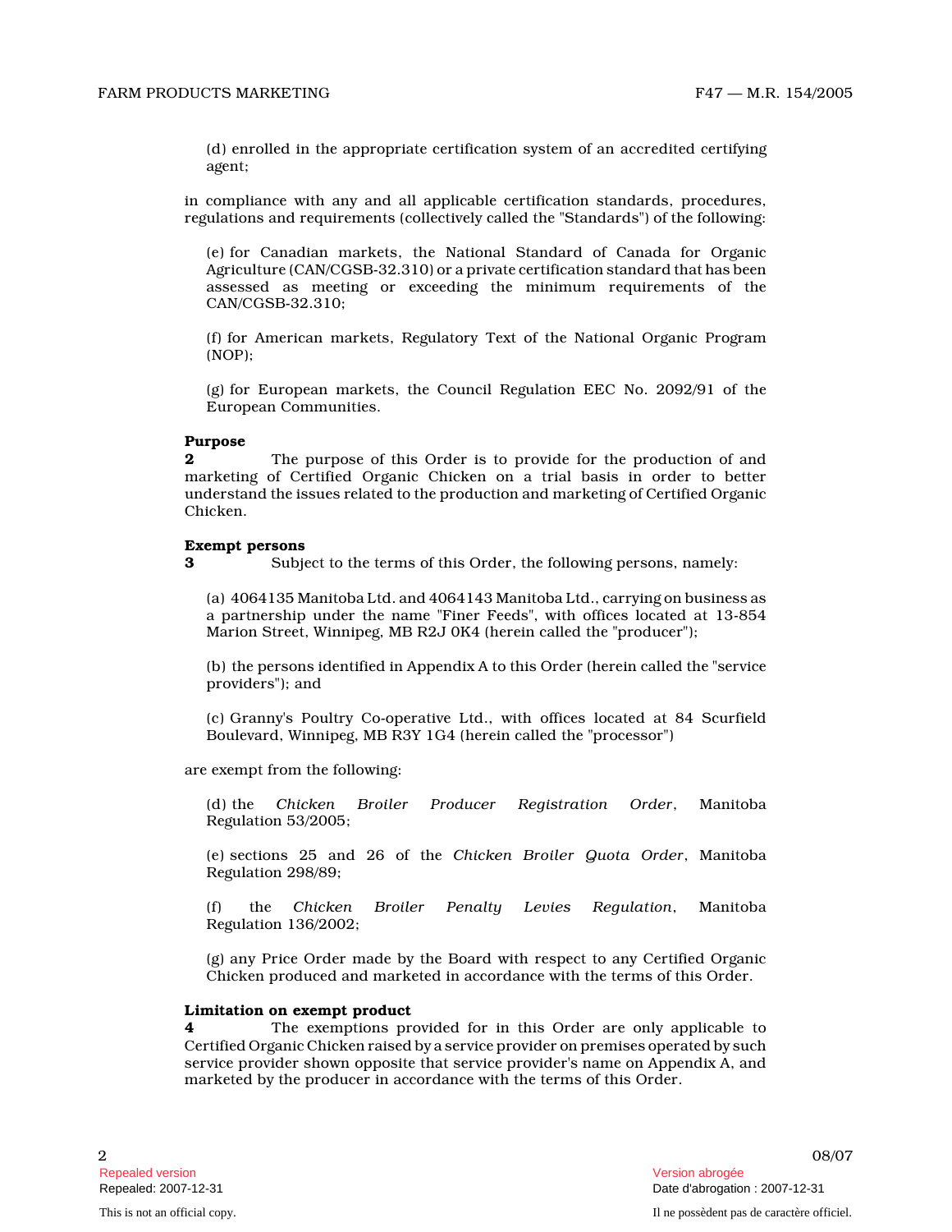(d) enrolled in the appropriate certification system of an accredited certifying agent;

in compliance with any and all applicable certification standards, procedures, regulations and requirements (collectively called the "Standards") of the following:

(e) for Canadian markets, the National Standard of Canada for Organic Agriculture (CAN/CGSB-32.310) or a private certification standard that has been assessed as meeting or exceeding the minimum requirements of the CAN/CGSB-32.310;

(f) for American markets, Regulatory Text of the National Organic Program (NOP);

(g) for European markets, the Council Regulation EEC No. 2092/91 of the European Communities.

**Purpose**

**2** The purpose of this Order is to provide for the production of and marketing of Certified Organic Chicken on a trial basis in order to better understand the issues related to the production and marketing of Certified Organic Chicken.

**Exempt persons**

**3** Subject to the terms of this Order, the following persons, namely:

(a) 4064135 Manitoba Ltd. and 4064143 Manitoba Ltd., carrying on business as a partnership under the name "Finer Feeds", with offices located at 13-854 Marion Street, Winnipeg, MB R2J 0K4 (herein called the "producer");

(b) the persons identified in Appendix A to this Order (herein called the "service providers"); and

(c) Granny's Poultry Co-operative Ltd., with offices located at 84 Scurfield Boulevard, Winnipeg, MB R3Y 1G4 (herein called the "processor")

are exempt from the following:

(d) the *Chicken Broiler Producer Registration Order*, Manitoba Regulation 53/2005;

(e) sections 25 and 26 of the *Chicken Broiler Quota Order*, Manitoba Regulation 298/89;

(f) the *Chicken Broiler Penalty Levies Regulation*, Manitoba Regulation 136/2002;

(g) any Price Order made by the Board with respect to any Certified Organic Chicken produced and marketed in accordance with the terms of this Order.

**Limitation on exempt product**

**4** The exemptions provided for in this Order are only applicable to Certified Organic Chicken raised by a service provider on premises operated by such service provider shown opposite that service provider's name on Appendix A, and marketed by the producer in accordance with the terms of this Order.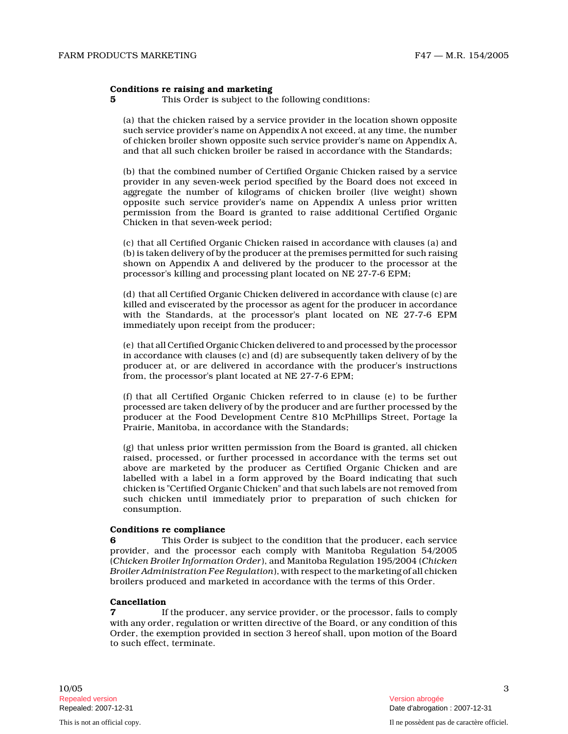**Conditions re raising and marketing**

**5** This Order is subject to the following conditions:

(a) that the chicken raised by a service provider in the location shown opposite such service provider's name on Appendix A not exceed, at any time, the number of chicken broiler shown opposite such service provider's name on Appendix A, and that all such chicken broiler be raised in accordance with the Standards;

(b) that the combined number of Certified Organic Chicken raised by a service provider in any seven-week period specified by the Board does not exceed in aggregate the number of kilograms of chicken broiler (live weight) shown opposite such service provider's name on Appendix A unless prior written permission from the Board is granted to raise additional Certified Organic Chicken in that seven-week period;

(c) that all Certified Organic Chicken raised in accordance with clauses (a) and (b) is taken delivery of by the producer at the premises permitted for such raising shown on Appendix A and delivered by the producer to the processor at the processor's killing and processing plant located on NE 27-7-6 EPM;

(d) that all Certified Organic Chicken delivered in accordance with clause (c) are killed and eviscerated by the processor as agent for the producer in accordance with the Standards, at the processor's plant located on NE 27-7-6 EPM immediately upon receipt from the producer;

(e) that all Certified Organic Chicken delivered to and processed by the processor in accordance with clauses (c) and (d) are subsequently taken delivery of by the producer at, or are delivered in accordance with the producer's instructions from, the processor's plant located at NE 27-7-6 EPM;

(f) that all Certified Organic Chicken referred to in clause (e) to be further processed are taken delivery of by the producer and are further processed by the producer at the Food Development Centre 810 McPhillips Street, Portage la Prairie, Manitoba, in accordance with the Standards;

(g) that unless prior written permission from the Board is granted, all chicken raised, processed, or further processed in accordance with the terms set out above are marketed by the producer as Certified Organic Chicken and are labelled with a label in a form approved by the Board indicating that such chicken is "Certified Organic Chicken" and that such labels are not removed from such chicken until immediately prior to preparation of such chicken for consumption.

**Conditions re compliance**

**6** This Order is subject to the condition that the producer, each service provider, and the processor each comply with Manitoba Regulation 54/2005 (*Chicken Broiler Information Order*), and Manitoba Regulation 195/2004 (*Chicken Broiler Administration Fee Regulation*), with respect to the marketing of all chicken broilers produced and marketed in accordance with the terms of this Order.

**Cancellation**

**7** If the producer, any service provider, or the processor, fails to comply with any order, regulation or written directive of the Board, or any condition of this Order, the exemption provided in section 3 hereof shall, upon motion of the Board to such effect, terminate.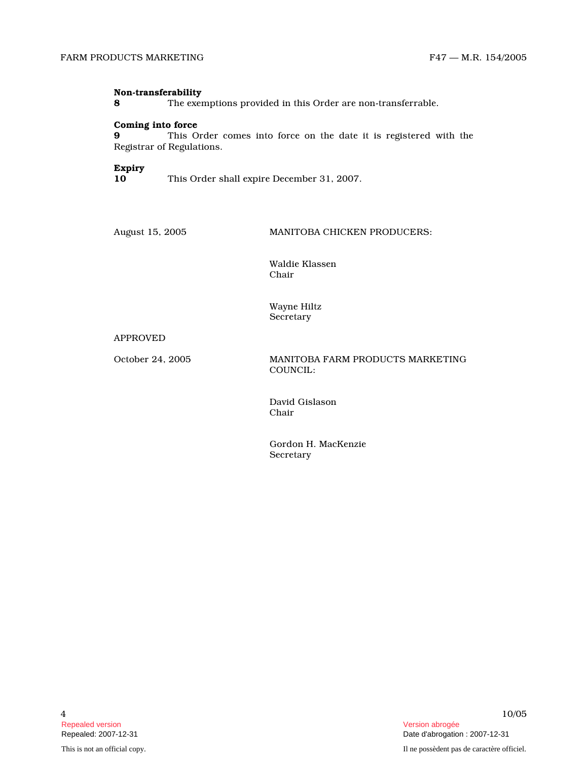**Non-transferability**

**8** The exemptions provided in this Order are non-transferrable.

**Coming into force**

**9** This Order comes into force on the date it is registered with the Registrar of Regulations.

**Expiry**

**10** This Order shall expire December 31, 2007.

August 15, 2005

MANITOBA CHICKEN PRODUCERS:

Waldie Klassen
Chair

Wayne Hiltz
Secretary

APPROVED

October 24, 2005

MANITOBA FARM PRODUCTS MARKETING COUNCIL:

David Gislason
Chair

Gordon H. MacKenzie
Secretary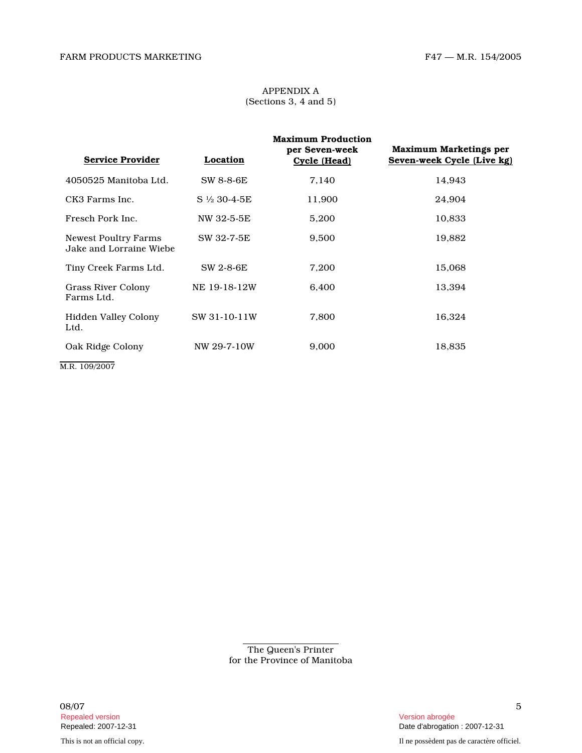APPENDIX A
(Sections 3, 4 and 5)

| Service Provider | Location | Maximum Production per Seven-week Cycle (Head) | Maximum Marketings per Seven-week Cycle (Live kg) |
|---|---|---|---|
| 4050525 Manitoba Ltd. | SW 8-8-6E | 7,140 | 14,943 |
| CK3 Farms Inc. | S ½ 30-4-5E | 11,900 | 24,904 |
| Fresch Pork Inc. | NW 32-5-5E | 5,200 | 10,833 |
| Newest Poultry Farms Jake and Lorraine Wiebe | SW 32-7-5E | 9,500 | 19,882 |
| Tiny Creek Farms Ltd. | SW 2-8-6E | 7,200 | 15,068 |
| Grass River Colony Farms Ltd. | NE 19-18-12W | 6,400 | 13,394 |
| Hidden Valley Colony Ltd. | SW 31-10-11W | 7,800 | 16,324 |
| Oak Ridge Colony | NW 29-7-10W | 9,000 | 18,835 |

M.R. 109/2007

The Queen's Printer
for the Province of Manitoba

08/07

Repealed version
Repealed: 2007-12-31

Version abrogée
Date d'abrogation : 2007-12-31

This is not an official copy.

Il ne possèdent pas de caractère officiel.